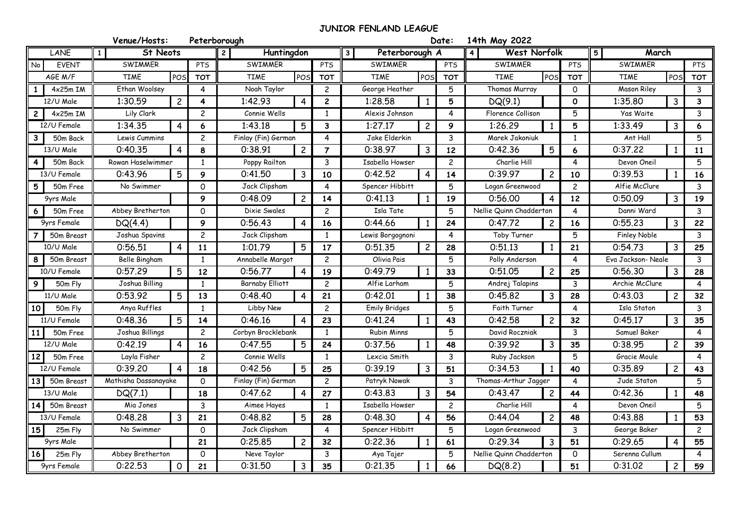# JUNIOR FENLAND LEAGUE

**Venue/Hosts:** Peterborough **Date:** 14th May 2022

| LANE | | 1 St Neots | | | 2 Huntingdon | | | 3 Peterborough A | | | 4 West Norfolk | | | 5 March | | |
|---|---|---|---|---|---|---|---|---|---|---|---|---|---|---|---|---|
| No | EVENT | SWIMMER | | PTS | SWIMMER | | PTS | SWIMMER | | PTS | SWIMMER | | PTS | SWIMMER | | PTS |
| AGE M/F | | TIME | POS | TOT | TIME | POS | TOT | TIME | POS | TOT | TIME | POS | TOT | TIME | POS | TOT |
| 1 | 4x25m IM | Ethan Woolsey | | 4 | Noah Taylor | | 2 | George Heather | | 5 | Thomas Murray | | 0 | Mason Riley | | 3 |
| 12/U Male | | 1:30.59 | 2 | **4** | 1:42.93 | 4 | **2** | 1:28.58 | 1 | **5** | DQ(9.1) | | **0** | 1:35.80 | 3 | **3** |
| 2 | 4x25m IM | Lily Clark | | 2 | Connie Wells | | 1 | Alexis Johnson | | 4 | Florence Collison | | 5 | Yas Waite | | 3 |
| 12/U Female | | 1:34.35 | 4 | **6** | 1:43.18 | 5 | **3** | 1:27.17 | 2 | **9** | 1:26.29 | 1 | **5** | 1:33.49 | 3 | **6** |
| 3 | 50m Back | Lewis Cummins | | 2 | Finlay (Fin) German | | 4 | Jake Elderkin | | 3 | Marek Jakoniuk | | 1 | Ant Hall | | 5 |
| 13/U Male | | 0:40.35 | 4 | **8** | 0:38.91 | 2 | **7** | 0:38.97 | 3 | **12** | 0:42.36 | 5 | **6** | 0:37.22 | 1 | **11** |
| 4 | 50m Back | Rowan Haselwimmer | | 1 | Poppy Railton | | 3 | Isabella Howser | | 2 | Charlie Hill | | 4 | Devon Oneil | | 5 |
| 13/U Female | | 0:43.96 | 5 | **9** | 0:41.50 | 3 | **10** | 0:42.52 | 4 | **14** | 0:39.97 | 2 | **10** | 0:39.53 | 1 | **16** |
| 5 | 50m Free | No Swimmer | | 0 | Jack Clipsham | | 4 | Spencer Hibbitt | | 5 | Logan Greenwood | | 2 | Alfie McClure | | 3 |
| 9yrs Male | | | | **9** | 0:48.09 | 2 | **14** | 0:41.13 | 1 | **19** | 0:56.00 | 4 | **12** | 0:50.09 | 3 | **19** |
| 6 | 50m Free | Abbey Bretherton | | 0 | Dixie Swales | | 2 | Isla Tate | | 5 | Nellie Quinn Chadderton | | 4 | Danni Ward | | 3 |
| 9yrs Female | | DQ(4.4) | | **9** | 0:56.43 | 4 | **16** | 0:44.66 | 1 | **24** | 0:47.72 | 2 | **16** | 0:55.23 | 3 | **22** |
| 7 | 50m Breast | Joshua Spavins | | 2 | Jack Clipsham | | 1 | Lewis Borgognoni | | 4 | Toby Turner | | 5 | Finley Noble | | 3 |
| 10/U Male | | 0:56.51 | 4 | **11** | 1:01.79 | 5 | **17** | 0:51.35 | 2 | **28** | 0:51.13 | 1 | **21** | 0:54.73 | 3 | **25** |
| 8 | 50m Breast | Belle Bingham | | 1 | Annabelle Margot | | 2 | Olivia Pais | | 5 | Polly Anderson | | 4 | Eva Jackson- Neale | | 3 |
| 10/U Female | | 0:57.29 | 5 | **12** | 0:56.77 | 4 | **19** | 0:49.79 | 1 | **33** | 0:51.05 | 2 | **25** | 0:56.30 | 3 | **28** |
| 9 | 50m Fly | Joshua Billing | | 1 | Barnaby Elliott | | 2 | Alfie Larham | | 5 | Andrej Talapins | | 3 | Archie McClure | | 4 |
| 11/U Male | | 0:53.92 | 5 | **13** | 0:48.40 | 4 | **21** | 0:42.01 | 1 | **38** | 0:45.82 | 3 | **28** | 0:43.03 | 2 | **32** |
| 10 | 50m Fly | Anya Ruffles | | 1 | Libby New | | 2 | Emily Bridges | | 5 | Faith Turner | | 4 | Isla Staton | | 3 |
| 11/U Female | | 0:48.36 | 5 | **14** | 0:46.16 | 4 | **23** | 0:41.24 | 1 | **43** | 0:42.58 | 2 | **32** | 0:45.17 | 3 | **35** |
| 11 | 50m Free | Joshua Billings | | 2 | Corbyn Brocklebank | | 1 | Rubin Minns | | 5 | David Roczniak | | 3 | Samuel Baker | | 4 |
| 12/U Male | | 0:42.19 | 4 | **16** | 0:47.55 | 5 | **24** | 0:37.56 | 1 | **48** | 0:39.92 | 3 | **35** | 0:38.95 | 2 | **39** |
| 12 | 50m Free | Layla Fisher | | 2 | Connie Wells | | 1 | Lexcia Smith | | 3 | Ruby Jackson | | 5 | Gracie Moule | | 4 |
| 12/U Female | | 0:39.20 | 4 | **18** | 0:42.56 | 5 | **25** | 0:39.19 | 3 | **51** | 0:34.53 | 1 | **40** | 0:35.89 | 2 | **43** |
| 13 | 50m Breast | Mathisha Dassanayake | | 0 | Finlay (Fin) German | | 2 | Patryk Nowak | | 3 | Thomas-Arthur Jagger | | 4 | Jude Staton | | 5 |
| 13/U Male | | DQ(7.1) | | **18** | 0:47.62 | 4 | **27** | 0:43.83 | 3 | **54** | 0:43.47 | 2 | **44** | 0:42.36 | 1 | **48** |
| 14 | 50m Breast | Mia Jones | | 3 | Aimee Hayes | | 1 | Isabella Howser | | 2 | Charlie Hill | | 4 | Devon Oneil | | 5 |
| 13/U Female | | 0:48.28 | 3 | **21** | 0:48.82 | 5 | **28** | 0:48.30 | 4 | **56** | 0:44.04 | 2 | **48** | 0:43.88 | 1 | **53** |
| 15 | 25m Fly | No Swimmer | | 0 | Jack Clipsham | | 4 | Spencer Hibbitt | | 5 | Logan Greenwood | | 3 | George Baker | | 2 |
| 9yrs Male | | | | **21** | 0:25.85 | 2 | **32** | 0:22.36 | 1 | **61** | 0:29.34 | 3 | **51** | 0:29.65 | 4 | **55** |
| 16 | 25m Fly | Abbey Bretherton | | 0 | Neve Taylor | | 3 | Aya Tajer | | 5 | Nellie Quinn Chadderton | | 0 | Serenna Cullum | | 4 |
| 9yrs Female | | 0:22.53 | 0 | **21** | 0:31.50 | 3 | **35** | 0:21.35 | 1 | **66** | DQ(8.2) | | **51** | 0:31.02 | 2 | **59** |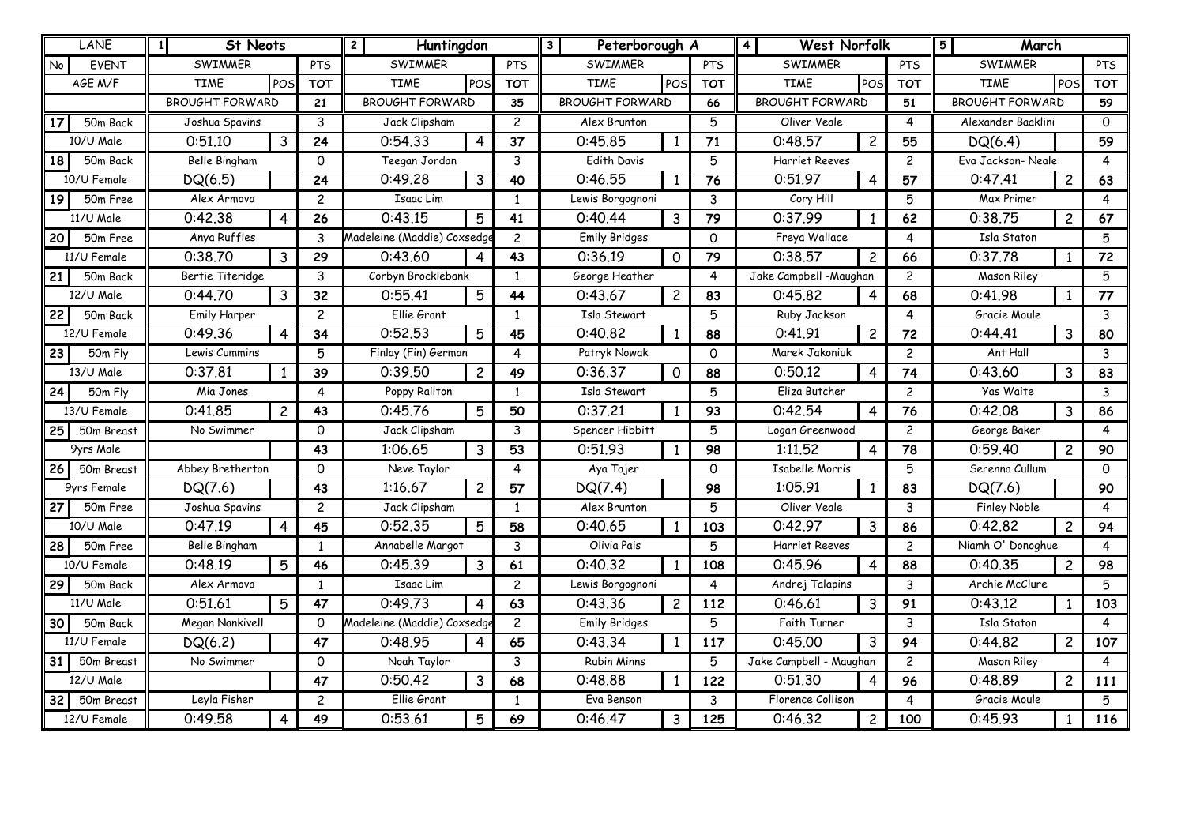| LANE | | 1 St Neots | | | 2 Huntingdon | | | 3 Peterborough A | | | 4 West Norfolk | | | 5 March | | |
|---|---|---|---|---|---|---|---|---|---|---|---|---|---|---|---|---|
| No | EVENT | SWIMMER | | PTS | SWIMMER | | PTS | SWIMMER | | PTS | SWIMMER | | PTS | SWIMMER | | PTS |
| AGE M/F | | TIME | POS | TOT | TIME | POS | TOT | TIME | POS | TOT | TIME | POS | TOT | TIME | POS | TOT |
| | | BROUGHT FORWARD | | 21 | BROUGHT FORWARD | | 35 | BROUGHT FORWARD | | 66 | BROUGHT FORWARD | | 51 | BROUGHT FORWARD | | 59 |
| 17 | 50m Back | Joshua Spavins | | 3 | Jack Clipsham | | 2 | Alex Brunton | | 5 | Oliver Veale | | 4 | Alexander Baaklini | | 0 |
| 10/U Male | | 0:51.10 | 3 | 24 | 0:54.33 | 4 | 37 | 0:45.85 | 1 | 71 | 0:48.57 | 2 | 55 | DQ(6.4) | | 59 |
| 18 | 50m Back | Belle Bingham | | 0 | Teegan Jordan | | 3 | Edith Davis | | 5 | Harriet Reeves | | 2 | Eva Jackson- Neale | | 4 |
| 10/U Female | | DQ(6.5) | | 24 | 0:49.28 | 3 | 40 | 0:46.55 | 1 | 76 | 0:51.97 | 4 | 57 | 0:47.41 | 2 | 63 |
| 19 | 50m Free | Alex Armova | | 2 | Isaac Lim | | 1 | Lewis Borgognoni | | 3 | Cory Hill | | 5 | Max Primer | | 4 |
| 11/U Male | | 0:42.38 | 4 | 26 | 0:43.15 | 5 | 41 | 0:40.44 | 3 | 79 | 0:37.99 | 1 | 62 | 0:38.75 | 2 | 67 |
| 20 | 50m Free | Anya Ruffles | | 3 | Madeleine (Maddie) Coxsedge | | 2 | Emily Bridges | | 0 | Freya Wallace | | 4 | Isla Staton | | 5 |
| 11/U Female | | 0:38.70 | 3 | 29 | 0:43.60 | 4 | 43 | 0:36.19 | 0 | 79 | 0:38.57 | 2 | 66 | 0:37.78 | 1 | 72 |
| 21 | 50m Back | Bertie Titeridge | | 3 | Corbyn Brocklebank | | 1 | George Heather | | 4 | Jake Campbell -Maughan | | 2 | Mason Riley | | 5 |
| 12/U Male | | 0:44.70 | 3 | 32 | 0:55.41 | 5 | 44 | 0:43.67 | 2 | 83 | 0:45.82 | 4 | 68 | 0:41.98 | 1 | 77 |
| 22 | 50m Back | Emily Harper | | 2 | Ellie Grant | | 1 | Isla Stewart | | 5 | Ruby Jackson | | 4 | Gracie Moule | | 3 |
| 12/U Female | | 0:49.36 | 4 | 34 | 0:52.53 | 5 | 45 | 0:40.82 | 1 | 88 | 0:41.91 | 2 | 72 | 0:44.41 | 3 | 80 |
| 23 | 50m Fly | Lewis Cummins | | 5 | Finlay (Fin) German | | 4 | Patryk Nowak | | 0 | Marek Jakoniuk | | 2 | Ant Hall | | 3 |
| 13/U Male | | 0:37.81 | 1 | 39 | 0:39.50 | 2 | 49 | 0:36.37 | 0 | 88 | 0:50.12 | 4 | 74 | 0:43.60 | 3 | 83 |
| 24 | 50m Fly | Mia Jones | | 4 | Poppy Railton | | 1 | Isla Stewart | | 5 | Eliza Butcher | | 2 | Yas Waite | | 3 |
| 13/U Female | | 0:41.85 | 2 | 43 | 0:45.76 | 5 | 50 | 0:37.21 | 1 | 93 | 0:42.54 | 4 | 76 | 0:42.08 | 3 | 86 |
| 25 | 50m Breast | No Swimmer | | 0 | Jack Clipsham | | 3 | Spencer Hibbitt | | 5 | Logan Greenwood | | 2 | George Baker | | 4 |
| 9yrs Male | | | | 43 | 1:06.65 | 3 | 53 | 0:51.93 | 1 | 98 | 1:11.52 | 4 | 78 | 0:59.40 | 2 | 90 |
| 26 | 50m Breast | Abbey Bretherton | | 0 | Neve Taylor | | 4 | Aya Tajer | | 0 | Isabelle Morris | | 5 | Serenna Cullum | | 0 |
| 9yrs Female | | DQ(7.6) | | 43 | 1:16.67 | 2 | 57 | DQ(7.4) | | 98 | 1:05.91 | 1 | 83 | DQ(7.6) | | 90 |
| 27 | 50m Free | Joshua Spavins | | 2 | Jack Clipsham | | 1 | Alex Brunton | | 5 | Oliver Veale | | 3 | Finley Noble | | 4 |
| 10/U Male | | 0:47.19 | 4 | 45 | 0:52.35 | 5 | 58 | 0:40.65 | 1 | 103 | 0:42.97 | 3 | 86 | 0:42.82 | 2 | 94 |
| 28 | 50m Free | Belle Bingham | | 1 | Annabelle Margot | | 3 | Olivia Pais | | 5 | Harriet Reeves | | 2 | Niamh O' Donoghue | | 4 |
| 10/U Female | | 0:48.19 | 5 | 46 | 0:45.39 | 3 | 61 | 0:40.32 | 1 | 108 | 0:45.96 | 4 | 88 | 0:40.35 | 2 | 98 |
| 29 | 50m Back | Alex Armova | | 1 | Isaac Lim | | 2 | Lewis Borgognoni | | 4 | Andrej Talapins | | 3 | Archie McClure | | 5 |
| 11/U Male | | 0:51.61 | 5 | 47 | 0:49.73 | 4 | 63 | 0:43.36 | 2 | 112 | 0:46.61 | 3 | 91 | 0:43.12 | 1 | 103 |
| 30 | 50m Back | Megan Nankivell | | 0 | Madeleine (Maddie) Coxsedge | | 2 | Emily Bridges | | 5 | Faith Turner | | 3 | Isla Staton | | 4 |
| 11/U Female | | DQ(6.2) | | 47 | 0:48.95 | 4 | 65 | 0:43.34 | 1 | 117 | 0:45.00 | 3 | 94 | 0:44.82 | 2 | 107 |
| 31 | 50m Breast | No Swimmer | | 0 | Noah Taylor | | 3 | Rubin Minns | | 5 | Jake Campbell - Maughan | | 2 | Mason Riley | | 4 |
| 12/U Male | | | | 47 | 0:50.42 | 3 | 68 | 0:48.88 | 1 | 122 | 0:51.30 | 4 | 96 | 0:48.89 | 2 | 111 |
| 32 | 50m Breast | Leyla Fisher | | 2 | Ellie Grant | | 1 | Eva Benson | | 3 | Florence Collison | | 4 | Gracie Moule | | 5 |
| 12/U Female | | 0:49.58 | 4 | 49 | 0:53.61 | 5 | 69 | 0:46.47 | 3 | 125 | 0:46.32 | 2 | 100 | 0:45.93 | 1 | 116 |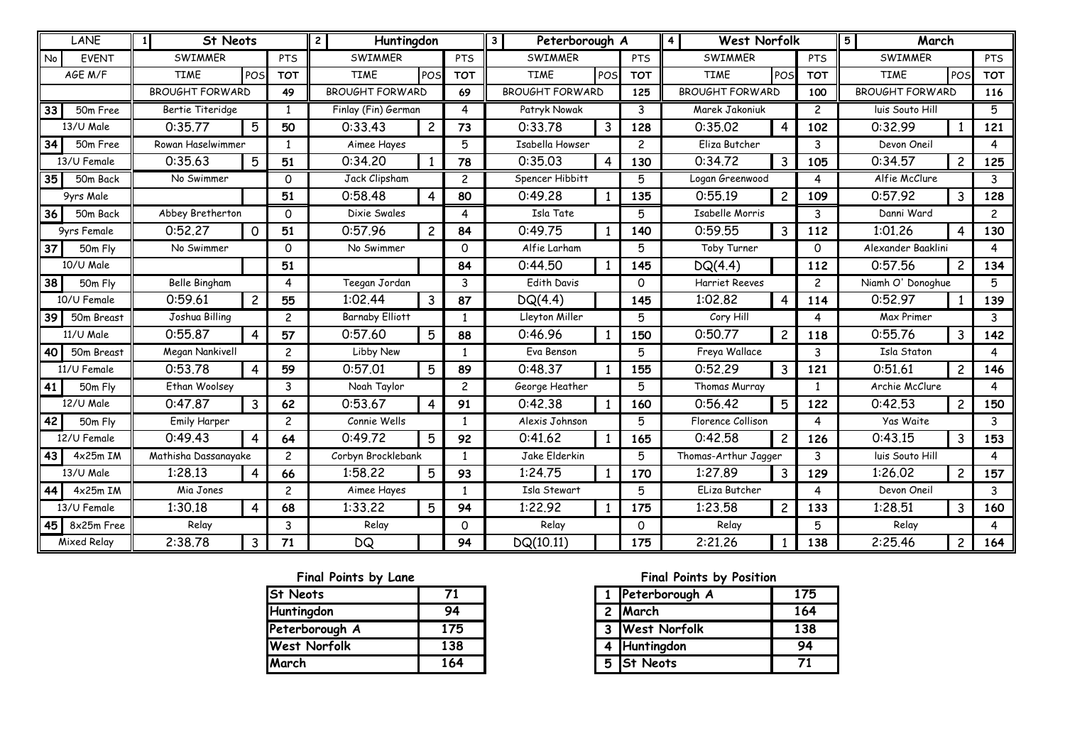| LANE | | 1 St Neots | | | 2 Huntingdon | | | 3 Peterborough A | | | 4 West Norfolk | | | 5 March | | |
|---|---|---|---|---|---|---|---|---|---|---|---|---|---|---|---|---|
| No | EVENT | SWIMMER | | PTS | SWIMMER | | PTS | SWIMMER | | PTS | SWIMMER | | PTS | SWIMMER | | PTS |
| AGE M/F | | TIME | POS | TOT | TIME | POS | TOT | TIME | POS | TOT | TIME | POS | TOT | TIME | POS | TOT |
| | | BROUGHT FORWARD | | 49 | BROUGHT FORWARD | | 69 | BROUGHT FORWARD | | 125 | BROUGHT FORWARD | | 100 | BROUGHT FORWARD | | 116 |
| 33 | 50m Free | Bertie Titeridge | | 1 | Finlay (Fin) German | | 4 | Patryk Nowak | | 3 | Marek Jakoniuk | | 2 | luis Souto Hill | | 5 |
| 13/U Male | | 0:35.77 | 5 | 50 | 0:33.43 | 2 | 73 | 0:33.78 | 3 | 128 | 0:35.02 | 4 | 102 | 0:32.99 | 1 | 121 |
| 34 | 50m Free | Rowan Haselwimmer | | 1 | Aimee Hayes | | 5 | Isabella Howser | | 2 | Eliza Butcher | | 3 | Devon Oneil | | 4 |
| 13/U Female | | 0:35.63 | 5 | 51 | 0:34.20 | 1 | 78 | 0:35.03 | 4 | 130 | 0:34.72 | 3 | 105 | 0:34.57 | 2 | 125 |
| 35 | 50m Back | No Swimmer | | 0 | Jack Clipsham | | 2 | Spencer Hibbitt | | 5 | Logan Greenwood | | 4 | Alfie McClure | | 3 |
| 9yrs Male | | | | 51 | 0:58.48 | 4 | 80 | 0:49.28 | 1 | 135 | 0:55.19 | 2 | 109 | 0:57.92 | 3 | 128 |
| 36 | 50m Back | Abbey Bretherton | | 0 | Dixie Swales | | 4 | Isla Tate | | 5 | Isabelle Morris | | 3 | Danni Ward | | 2 |
| 9yrs Female | | 0:52.27 | 0 | 51 | 0:57.96 | 2 | 84 | 0:49.75 | 1 | 140 | 0:59.55 | 3 | 112 | 1:01.26 | 4 | 130 |
| 37 | 50m Fly | No Swimmer | | 0 | No Swimmer | | 0 | Alfie Larham | | 5 | Toby Turner | | 0 | Alexander Baaklini | | 4 |
| 10/U Male | | | | 51 | | | 84 | 0:44.50 | 1 | 145 | DQ(4.4) | | 112 | 0:57.56 | 2 | 134 |
| 38 | 50m Fly | Belle Bingham | | 4 | Teegan Jordan | | 3 | Edith Davis | | 0 | Harriet Reeves | | 2 | Niamh O' Donoghue | | 5 |
| 10/U Female | | 0:59.61 | 2 | 55 | 1:02.44 | 3 | 87 | DQ(4.4) | | 145 | 1:02.82 | 4 | 114 | 0:52.97 | 1 | 139 |
| 39 | 50m Breast | Joshua Billing | | 2 | Barnaby Elliott | | 1 | Lleyton Miller | | 5 | Cory Hill | | 4 | Max Primer | | 3 |
| 11/U Male | | 0:55.87 | 4 | 57 | 0:57.60 | 5 | 88 | 0:46.96 | 1 | 150 | 0:50.77 | 2 | 118 | 0:55.76 | 3 | 142 |
| 40 | 50m Breast | Megan Nankivell | | 2 | Libby New | | 1 | Eva Benson | | 5 | Freya Wallace | | 3 | Isla Staton | | 4 |
| 11/U Female | | 0:53.78 | 4 | 59 | 0:57.01 | 5 | 89 | 0:48.37 | 1 | 155 | 0:52.29 | 3 | 121 | 0:51.61 | 2 | 146 |
| 41 | 50m Fly | Ethan Woolsey | | 3 | Noah Taylor | | 2 | George Heather | | 5 | Thomas Murray | | 1 | Archie McClure | | 4 |
| 12/U Male | | 0:47.87 | 3 | 62 | 0:53.67 | 4 | 91 | 0:42.38 | 1 | 160 | 0:56.42 | 5 | 122 | 0:42.53 | 2 | 150 |
| 42 | 50m Fly | Emily Harper | | 2 | Connie Wells | | 1 | Alexis Johnson | | 5 | Florence Collison | | 4 | Yas Waite | | 3 |
| 12/U Female | | 0:49.43 | 4 | 64 | 0:49.72 | 5 | 92 | 0:41.62 | 1 | 165 | 0:42.58 | 2 | 126 | 0:43.15 | 3 | 153 |
| 43 | 4x25m IM | Mathisha Dassanayake | | 2 | Corbyn Brocklebank | | 1 | Jake Elderkin | | 5 | Thomas-Arthur Jagger | | 3 | luis Souto Hill | | 4 |
| 13/U Male | | 1:28.13 | 4 | 66 | 1:58.22 | 5 | 93 | 1:24.75 | 1 | 170 | 1:27.89 | 3 | 129 | 1:26.02 | 2 | 157 |
| 44 | 4x25m IM | Mia Jones | | 2 | Aimee Hayes | | 1 | Isla Stewart | | 5 | ELiza Butcher | | 4 | Devon Oneil | | 3 |
| 13/U Female | | 1:30.18 | 4 | 68 | 1:33.22 | 5 | 94 | 1:22.92 | 1 | 175 | 1:23.58 | 2 | 133 | 1:28.51 | 3 | 160 |
| 45 | 8x25m Free | Relay | | 3 | Relay | | 0 | Relay | | 0 | Relay | | 5 | Relay | | 4 |
| Mixed Relay | | 2:38.78 | 3 | 71 | DQ | | 94 | DQ(10.11) | | 175 | 2:21.26 | 1 | 138 | 2:25.46 | 2 | 164 |

**Final Points by Lane**

| | |
|---|---|
| St Neots | 71 |
| Huntingdon | 94 |
| Peterborough A | 175 |
| West Norfolk | 138 |
| March | 164 |

**Final Points by Position**

| | | |
|---|---|---|
| 1 | Peterborough A | 175 |
| 2 | March | 164 |
| 3 | West Norfolk | 138 |
| 4 | Huntingdon | 94 |
| 5 | St Neots | 71 |